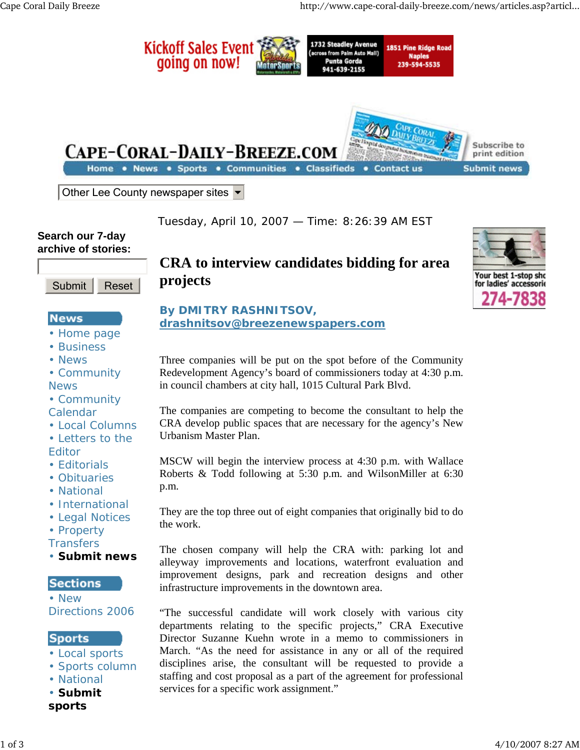Tuesday, April 10, 2007 — Time: 8:26:39 AM EST

Search our 7-day archive of stories:

**News**
- Home page
- Business
- News
- Community News
- Community Calendar
- Local Columns
- Letters to the Editor
- Editorials
- Obituaries
- National
- International
- Legal Notices
- Property Transfers
- **Submit news**

**Sections**
- New Directions 2006

**Sports**
- Local sports
- Sports column
- National
- **Submit sports**

# CRA to interview candidates bidding for area projects

**By DMITRY RASHNITSOV, drashnitsov@breezenewspapers.com**

Three companies will be put on the spot before of the Community Redevelopment Agency's board of commissioners today at 4:30 p.m. in council chambers at city hall, 1015 Cultural Park Blvd.

The companies are competing to become the consultant to help the CRA develop public spaces that are necessary for the agency's New Urbanism Master Plan.

MSCW will begin the interview process at 4:30 p.m. with Wallace Roberts & Todd following at 5:30 p.m. and WilsonMiller at 6:30 p.m.

They are the top three out of eight companies that originally bid to do the work.

The chosen company will help the CRA with: parking lot and alleyway improvements and locations, waterfront evaluation and improvement designs, park and recreation designs and other infrastructure improvements in the downtown area.

"The successful candidate will work closely with various city departments relating to the specific projects," CRA Executive Director Suzanne Kuehn wrote in a memo to commissioners in March. "As the need for assistance in any or all of the required disciplines arise, the consultant will be requested to provide a staffing and cost proposal as a part of the agreement for professional services for a specific work assignment."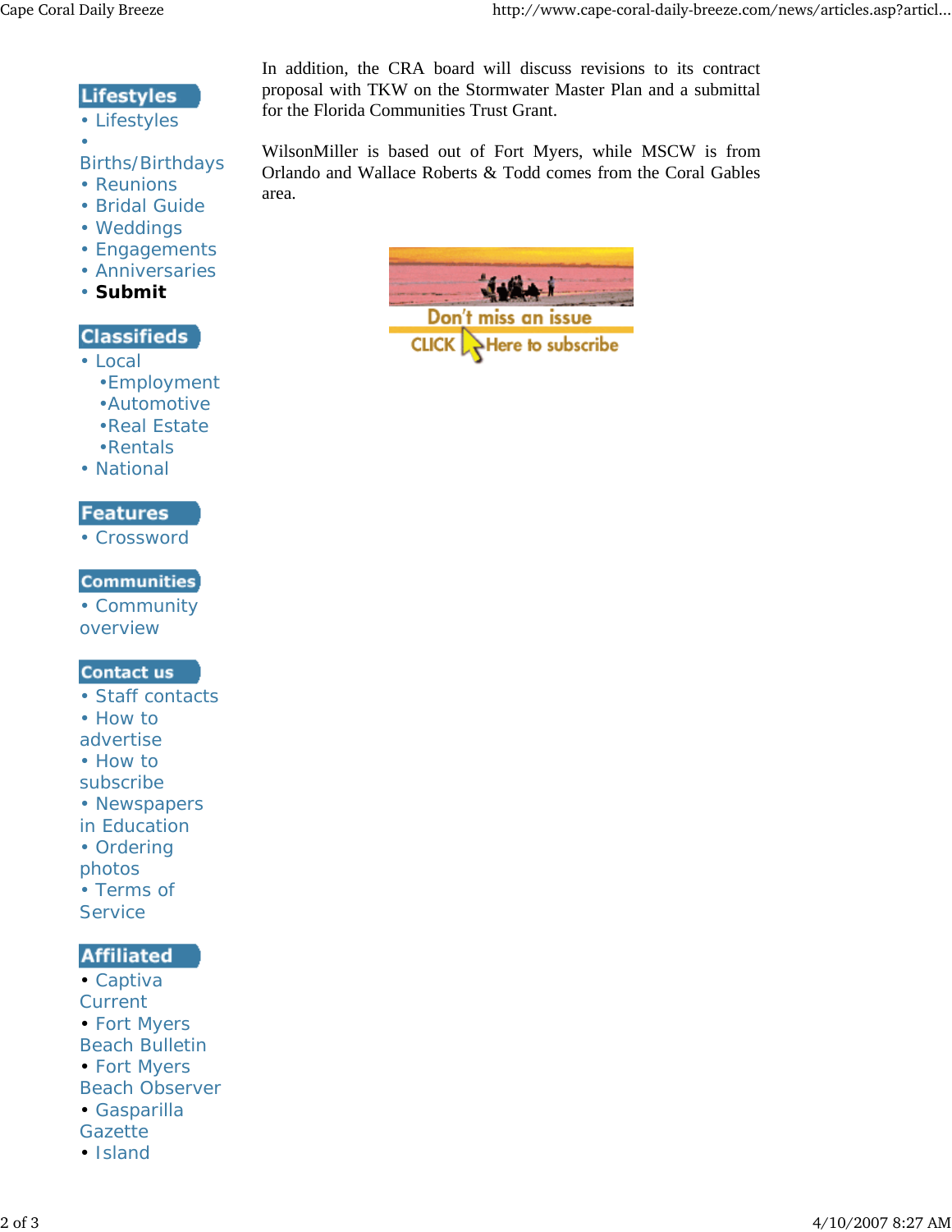In addition, the CRA board will discuss revisions to its contract proposal with TKW on the Stormwater Master Plan and a submittal for the Florida Communities Trust Grant.

WilsonMiller is based out of Fort Myers, while MSCW is from Orlando and Wallace Roberts & Todd comes from the Coral Gables area.

Don't miss an issue

CLICK Here to subscribe

**Lifestyles**

- Lifestyles
- Births/Birthdays
- Reunions
- Bridal Guide
- Weddings
- Engagements
- Anniversaries
- **Submit**

**Classifieds**

- Local
  - Employment
  - Automotive
  - Real Estate
  - Rentals
- National

**Features**

- Crossword

**Communities**

- Community overview

**Contact us**

- Staff contacts
- How to advertise
- How to subscribe
- Newspapers in Education
- Ordering photos
- Terms of Service

**Affiliated**

- Captiva Current
- Fort Myers Beach Bulletin
- Fort Myers Beach Observer
- Gasparilla Gazette
- Island